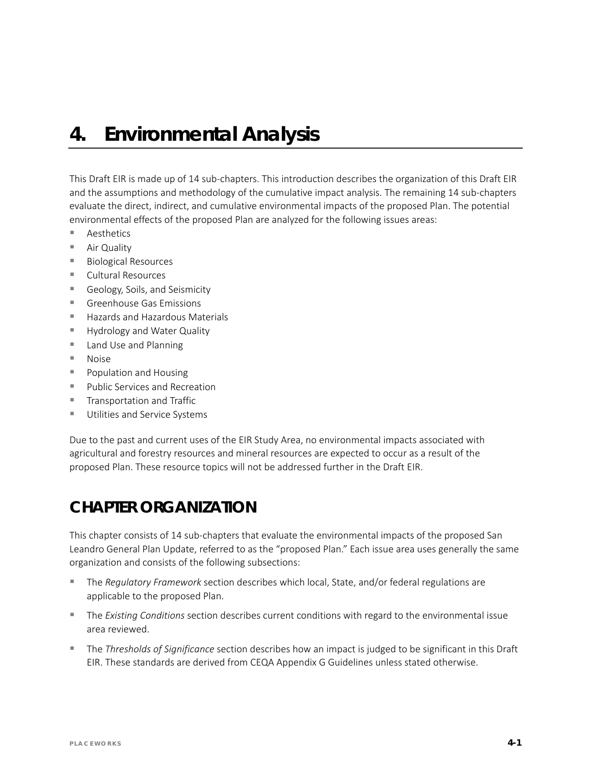# 4. Environmental Analysis

This Draft EIR is made up of 14 sub-chapters. This introduction describes the organization of this Draft EIR and the assumptions and methodology of the cumulative impact analysis. The remaining 14 sub-chapters evaluate the direct, indirect, and cumulative environmental impacts of the proposed Plan. The potential environmental effects of the proposed Plan are analyzed for the following issues areas:

- Aesthetics
- Air Quality
- Biological Resources
- Cultural Resources
- Geology, Soils, and Seismicity
- Greenhouse Gas Emissions
- Hazards and Hazardous Materials
- Hydrology and Water Quality
- Land Use and Planning
- Noise
- Population and Housing
- Public Services and Recreation
- Transportation and Traffic
- Utilities and Service Systems

Due to the past and current uses of the EIR Study Area, no environmental impacts associated with agricultural and forestry resources and mineral resources are expected to occur as a result of the proposed Plan. These resource topics will not be addressed further in the Draft EIR.

## CHAPTER ORGANIZATION

This chapter consists of 14 sub-chapters that evaluate the environmental impacts of the proposed San Leandro General Plan Update, referred to as the "proposed Plan." Each issue area uses generally the same organization and consists of the following subsections:

- The *Regulatory Framework* section describes which local, State, and/or federal regulations are applicable to the proposed Plan.
- The *Existing Conditions* section describes current conditions with regard to the environmental issue area reviewed.
- The *Thresholds of Significance* section describes how an impact is judged to be significant in this Draft EIR. These standards are derived from CEQA Appendix G Guidelines unless stated otherwise.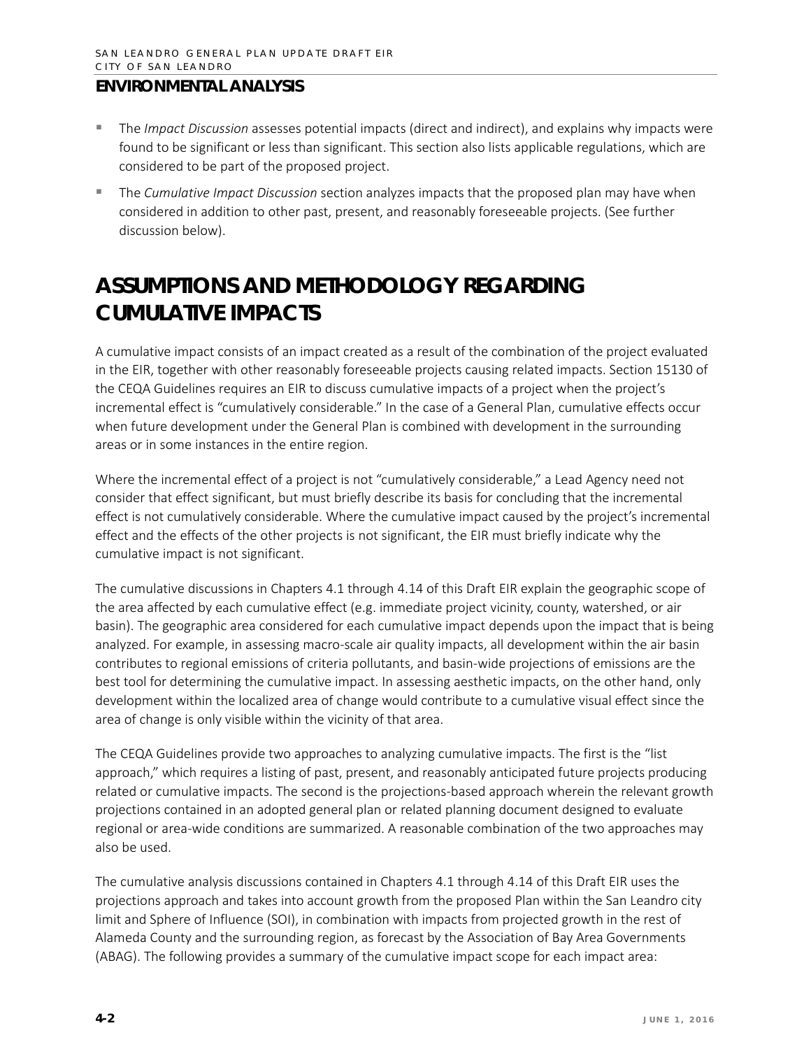## ENVIRONMENTAL ANALYSIS

- The *Impact Discussion* assesses potential impacts (direct and indirect), and explains why impacts were found to be significant or less than significant. This section also lists applicable regulations, which are considered to be part of the proposed project.
- The *Cumulative Impact Discussion* section analyzes impacts that the proposed plan may have when considered in addition to other past, present, and reasonably foreseeable projects. (See further discussion below).

# ASSUMPTIONS AND METHODOLOGY REGARDING CUMULATIVE IMPACTS

A cumulative impact consists of an impact created as a result of the combination of the project evaluated in the EIR, together with other reasonably foreseeable projects causing related impacts. Section 15130 of the CEQA Guidelines requires an EIR to discuss cumulative impacts of a project when the project's incremental effect is "cumulatively considerable." In the case of a General Plan, cumulative effects occur when future development under the General Plan is combined with development in the surrounding areas or in some instances in the entire region.

Where the incremental effect of a project is not "cumulatively considerable," a Lead Agency need not consider that effect significant, but must briefly describe its basis for concluding that the incremental effect is not cumulatively considerable. Where the cumulative impact caused by the project's incremental effect and the effects of the other projects is not significant, the EIR must briefly indicate why the cumulative impact is not significant.

The cumulative discussions in Chapters 4.1 through 4.14 of this Draft EIR explain the geographic scope of the area affected by each cumulative effect (e.g. immediate project vicinity, county, watershed, or air basin). The geographic area considered for each cumulative impact depends upon the impact that is being analyzed. For example, in assessing macro-scale air quality impacts, all development within the air basin contributes to regional emissions of criteria pollutants, and basin-wide projections of emissions are the best tool for determining the cumulative impact. In assessing aesthetic impacts, on the other hand, only development within the localized area of change would contribute to a cumulative visual effect since the area of change is only visible within the vicinity of that area.

The CEQA Guidelines provide two approaches to analyzing cumulative impacts. The first is the "list approach," which requires a listing of past, present, and reasonably anticipated future projects producing related or cumulative impacts. The second is the projections-based approach wherein the relevant growth projections contained in an adopted general plan or related planning document designed to evaluate regional or area-wide conditions are summarized. A reasonable combination of the two approaches may also be used.

The cumulative analysis discussions contained in Chapters 4.1 through 4.14 of this Draft EIR uses the projections approach and takes into account growth from the proposed Plan within the San Leandro city limit and Sphere of Influence (SOI), in combination with impacts from projected growth in the rest of Alameda County and the surrounding region, as forecast by the Association of Bay Area Governments (ABAG). The following provides a summary of the cumulative impact scope for each impact area: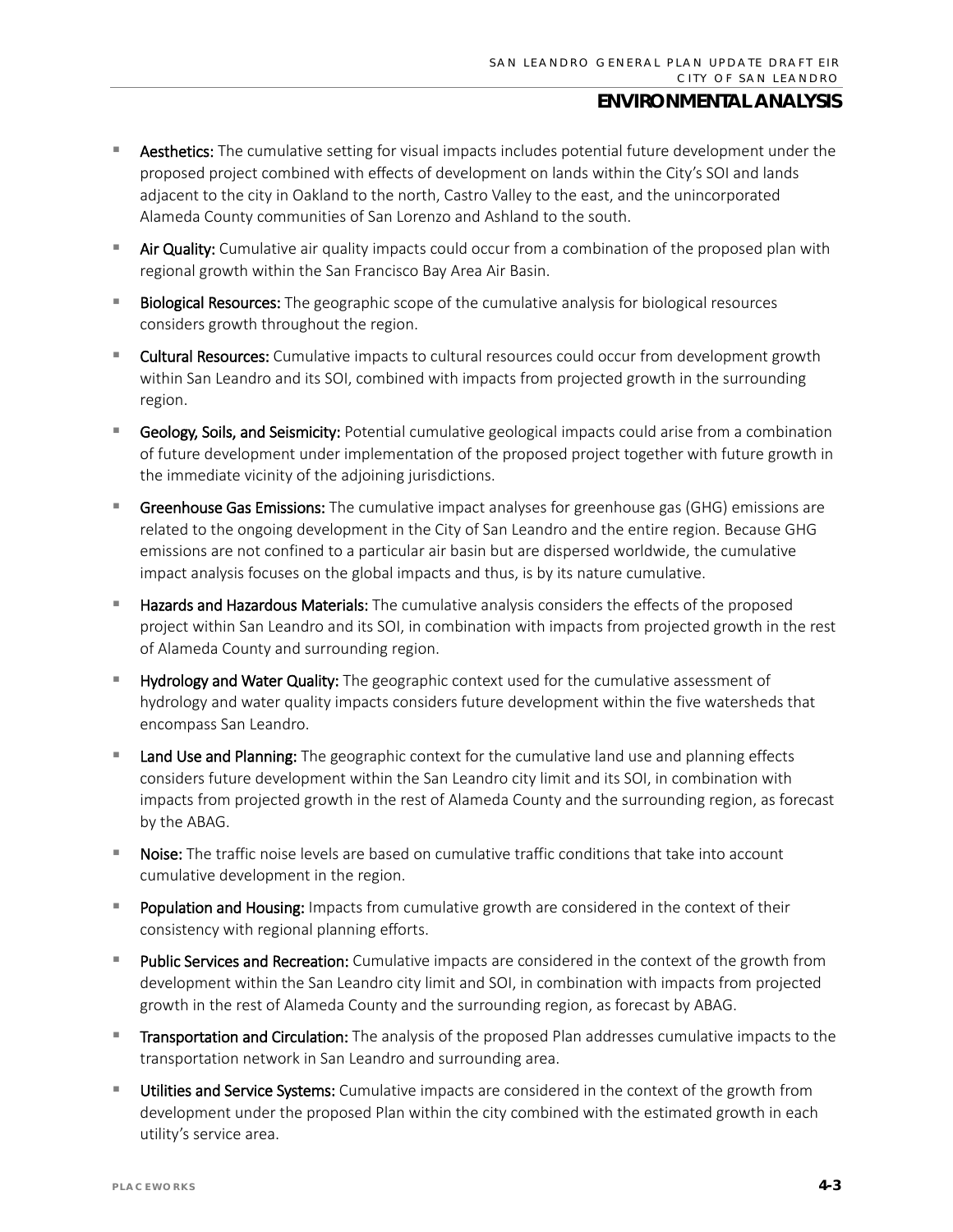- **Aesthetics:** The cumulative setting for visual impacts includes potential future development under the proposed project combined with effects of development on lands within the City's SOI and lands adjacent to the city in Oakland to the north, Castro Valley to the east, and the unincorporated Alameda County communities of San Lorenzo and Ashland to the south.
- **Air Quality:** Cumulative air quality impacts could occur from a combination of the proposed plan with regional growth within the San Francisco Bay Area Air Basin.
- **Biological Resources:** The geographic scope of the cumulative analysis for biological resources considers growth throughout the region.
- **Cultural Resources:** Cumulative impacts to cultural resources could occur from development growth within San Leandro and its SOI, combined with impacts from projected growth in the surrounding region.
- **Geology, Soils, and Seismicity:** Potential cumulative geological impacts could arise from a combination of future development under implementation of the proposed project together with future growth in the immediate vicinity of the adjoining jurisdictions.
- **Greenhouse Gas Emissions:** The cumulative impact analyses for greenhouse gas (GHG) emissions are related to the ongoing development in the City of San Leandro and the entire region. Because GHG emissions are not confined to a particular air basin but are dispersed worldwide, the cumulative impact analysis focuses on the global impacts and thus, is by its nature cumulative.
- **Hazards and Hazardous Materials:** The cumulative analysis considers the effects of the proposed project within San Leandro and its SOI, in combination with impacts from projected growth in the rest of Alameda County and surrounding region.
- **Hydrology and Water Quality:** The geographic context used for the cumulative assessment of hydrology and water quality impacts considers future development within the five watersheds that encompass San Leandro.
- **Land Use and Planning:** The geographic context for the cumulative land use and planning effects considers future development within the San Leandro city limit and its SOI, in combination with impacts from projected growth in the rest of Alameda County and the surrounding region, as forecast by the ABAG.
- **Noise:** The traffic noise levels are based on cumulative traffic conditions that take into account cumulative development in the region.
- **Population and Housing:** Impacts from cumulative growth are considered in the context of their consistency with regional planning efforts.
- **Public Services and Recreation:** Cumulative impacts are considered in the context of the growth from development within the San Leandro city limit and SOI, in combination with impacts from projected growth in the rest of Alameda County and the surrounding region, as forecast by ABAG.
- **Transportation and Circulation:** The analysis of the proposed Plan addresses cumulative impacts to the transportation network in San Leandro and surrounding area.
- **Utilities and Service Systems:** Cumulative impacts are considered in the context of the growth from development under the proposed Plan within the city combined with the estimated growth in each utility's service area.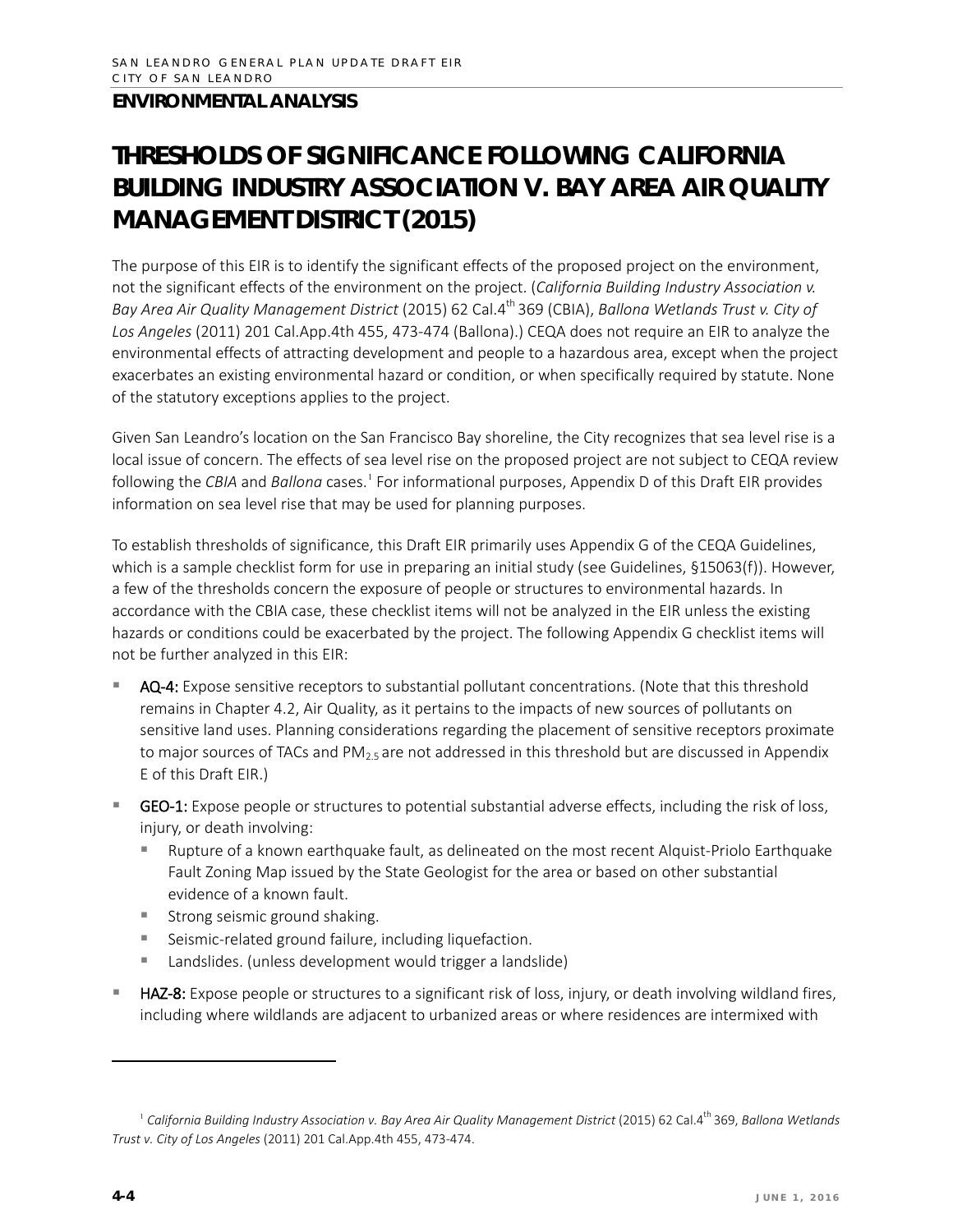## ENVIRONMENTAL ANALYSIS

# THRESHOLDS OF SIGNIFICANCE FOLLOWING CALIFORNIA BUILDING INDUSTRY ASSOCIATION V. BAY AREA AIR QUALITY MANAGEMENT DISTRICT (2015)

The purpose of this EIR is to identify the significant effects of the proposed project on the environment, not the significant effects of the environment on the project. (*California Building Industry Association v. Bay Area Air Quality Management District* (2015) 62 Cal.4th 369 (CBIA), *Ballona Wetlands Trust v. City of Los Angeles* (2011) 201 Cal.App.4th 455, 473-474 (Ballona).) CEQA does not require an EIR to analyze the environmental effects of attracting development and people to a hazardous area, except when the project exacerbates an existing environmental hazard or condition, or when specifically required by statute. None of the statutory exceptions applies to the project.

Given San Leandro's location on the San Francisco Bay shoreline, the City recognizes that sea level rise is a local issue of concern. The effects of sea level rise on the proposed project are not subject to CEQA review following the *CBIA* and *Ballona* cases.[1] For informational purposes, Appendix D of this Draft EIR provides information on sea level rise that may be used for planning purposes.

To establish thresholds of significance, this Draft EIR primarily uses Appendix G of the CEQA Guidelines, which is a sample checklist form for use in preparing an initial study (see Guidelines, §15063(f)). However, a few of the thresholds concern the exposure of people or structures to environmental hazards. In accordance with the CBIA case, these checklist items will not be analyzed in the EIR unless the existing hazards or conditions could be exacerbated by the project. The following Appendix G checklist items will not be further analyzed in this EIR:

- **AQ-4:** Expose sensitive receptors to substantial pollutant concentrations. (Note that this threshold remains in Chapter 4.2, Air Quality, as it pertains to the impacts of new sources of pollutants on sensitive land uses. Planning considerations regarding the placement of sensitive receptors proximate to major sources of TACs and $PM_{2.5}$ are not addressed in this threshold but are discussed in Appendix E of this Draft EIR.)
- **GEO-1:** Expose people or structures to potential substantial adverse effects, including the risk of loss, injury, or death involving:
  - Rupture of a known earthquake fault, as delineated on the most recent Alquist-Priolo Earthquake Fault Zoning Map issued by the State Geologist for the area or based on other substantial evidence of a known fault.
  - Strong seismic ground shaking.
  - Seismic-related ground failure, including liquefaction.
  - Landslides. (unless development would trigger a landslide)
- **HAZ-8:** Expose people or structures to a significant risk of loss, injury, or death involving wildland fires, including where wildlands are adjacent to urbanized areas or where residences are intermixed with

---

[1] *California Building Industry Association v. Bay Area Air Quality Management District* (2015) 62 Cal.4th 369, *Ballona Wetlands Trust v. City of Los Angeles* (2011) 201 Cal.App.4th 455, 473-474.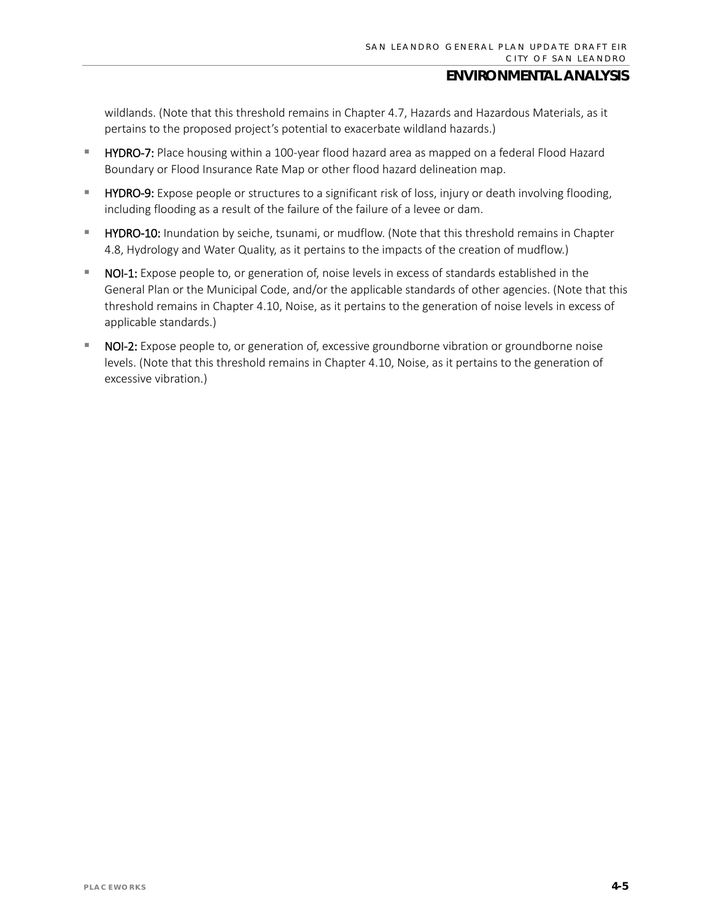wildlands. (Note that this threshold remains in Chapter 4.7, Hazards and Hazardous Materials, as it pertains to the proposed project's potential to exacerbate wildland hazards.)

- **HYDRO-7:** Place housing within a 100-year flood hazard area as mapped on a federal Flood Hazard Boundary or Flood Insurance Rate Map or other flood hazard delineation map.
- **HYDRO-9:** Expose people or structures to a significant risk of loss, injury or death involving flooding, including flooding as a result of the failure of the failure of a levee or dam.
- **HYDRO-10:** Inundation by seiche, tsunami, or mudflow. (Note that this threshold remains in Chapter 4.8, Hydrology and Water Quality, as it pertains to the impacts of the creation of mudflow.)
- **NOI-1:** Expose people to, or generation of, noise levels in excess of standards established in the General Plan or the Municipal Code, and/or the applicable standards of other agencies. (Note that this threshold remains in Chapter 4.10, Noise, as it pertains to the generation of noise levels in excess of applicable standards.)
- **NOI-2:** Expose people to, or generation of, excessive groundborne vibration or groundborne noise levels. (Note that this threshold remains in Chapter 4.10, Noise, as it pertains to the generation of excessive vibration.)